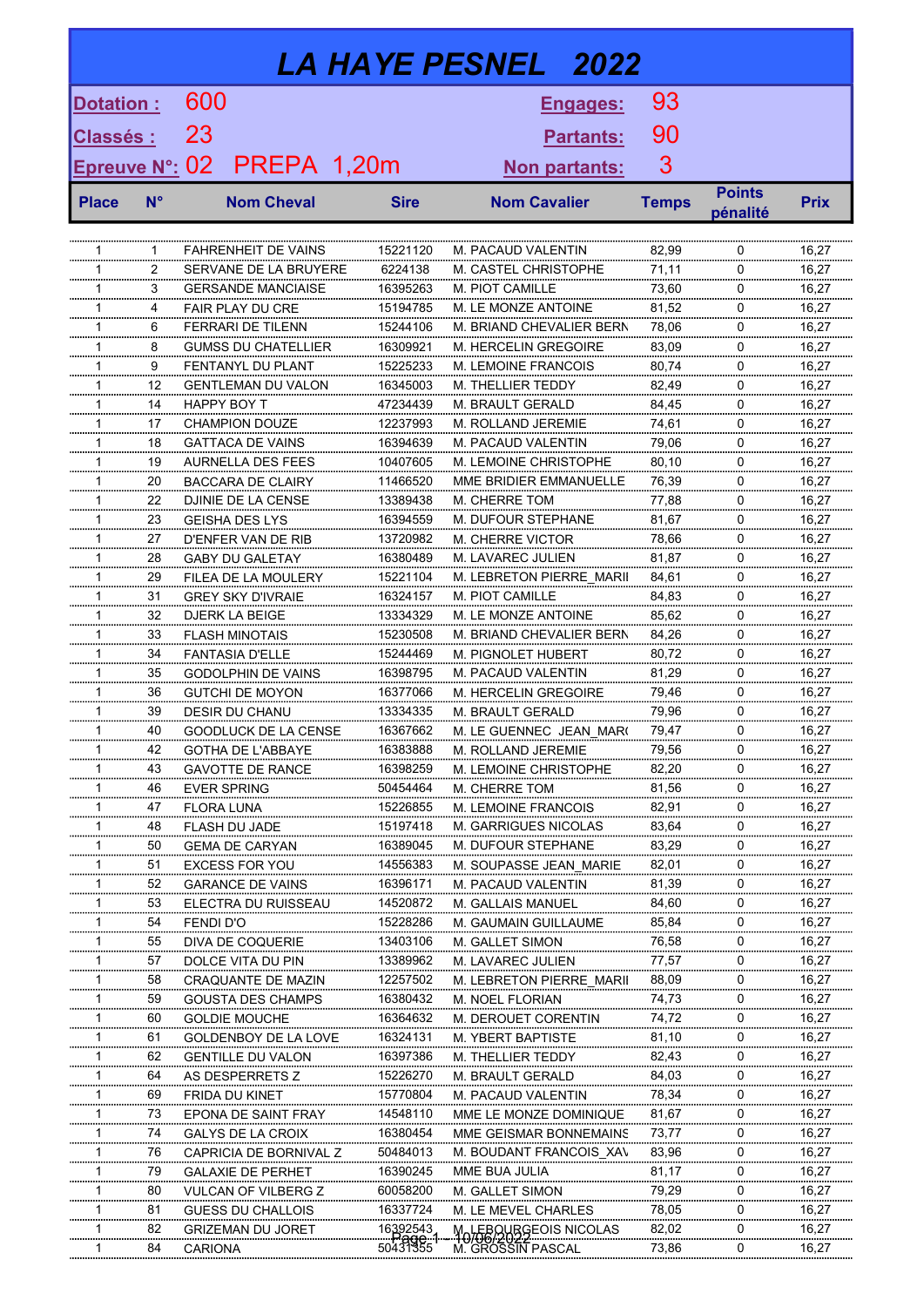# LA HAYE PESNEL 2022

**Dotation :** 600 — **Engages:** 93

**Classés :** 23 — **Partants:** 90

**Epreuve N°:** 02 PREPA 1,20m — **Non partants:** 3

| Place | N° | Nom Cheval | Sire | Nom Cavalier | Temps | Points pénalité | Prix |
|---|---|---|---|---|---|---|---|
| 1 | 1 | FAHRENHEIT DE VAINS | 15221120 | M. PACAUD VALENTIN | 82,99 | 0 | 16,27 |
| 1 | 2 | SERVANE DE LA BRUYERE | 6224138 | M. CASTEL CHRISTOPHE | 71,11 | 0 | 16,27 |
| 1 | 3 | GERSANDE MANCIAISE | 16395263 | M. PIOT CAMILLE | 73,60 | 0 | 16,27 |
| 1 | 4 | FAIR PLAY DU CRE | 15194785 | M. LE MONZE ANTOINE | 81,52 | 0 | 16,27 |
| 1 | 6 | FERRARI DE TILENN | 15244106 | M. BRIAND CHEVALIER BERN | 78,06 | 0 | 16,27 |
| 1 | 8 | GUMSS DU CHATELLIER | 16309921 | M. HERCELIN GREGOIRE | 83,09 | 0 | 16,27 |
| 1 | 9 | FENTANYL DU PLANT | 15225233 | M. LEMOINE FRANCOIS | 80,74 | 0 | 16,27 |
| 1 | 12 | GENTLEMAN DU VALON | 16345003 | M. THELLIER TEDDY | 82,49 | 0 | 16,27 |
| 1 | 14 | HAPPY BOY T | 47234439 | M. BRAULT GERALD | 84,45 | 0 | 16,27 |
| 1 | 17 | CHAMPION DOUZE | 12237993 | M. ROLLAND JEREMIE | 74,61 | 0 | 16,27 |
| 1 | 18 | GATTACA DE VAINS | 16394639 | M. PACAUD VALENTIN | 79,06 | 0 | 16,27 |
| 1 | 19 | AURNELLA DES FEES | 10407605 | M. LEMOINE CHRISTOPHE | 80,10 | 0 | 16,27 |
| 1 | 20 | BACCARA DE CLAIRY | 11466520 | MME BRIDIER EMMANUELLE | 76,39 | 0 | 16,27 |
| 1 | 22 | DJINIE DE LA CENSE | 13389438 | M. CHERRE TOM | 77,88 | 0 | 16,27 |
| 1 | 23 | GEISHA DES LYS | 16394559 | M. DUFOUR STEPHANE | 81,67 | 0 | 16,27 |
| 1 | 27 | D'ENFER VAN DE RIB | 13720982 | M. CHERRE VICTOR | 78,66 | 0 | 16,27 |
| 1 | 28 | GABY DU GALETAY | 16380489 | M. LAVAREC JULIEN | 81,87 | 0 | 16,27 |
| 1 | 29 | FILEA DE LA MOULERY | 15221104 | M. LEBRETON PIERRE_MARII | 84,61 | 0 | 16,27 |
| 1 | 31 | GREY SKY D'IVRAIE | 16324157 | M. PIOT CAMILLE | 84,83 | 0 | 16,27 |
| 1 | 32 | DJERK LA BEIGE | 13334329 | M. LE MONZE ANTOINE | 85,62 | 0 | 16,27 |
| 1 | 33 | FLASH MINOTAIS | 15230508 | M. BRIAND CHEVALIER BERN | 84,26 | 0 | 16,27 |
| 1 | 34 | FANTASIA D'ELLE | 15244469 | M. PIGNOLET HUBERT | 80,72 | 0 | 16,27 |
| 1 | 35 | GODOLPHIN DE VAINS | 16398795 | M. PACAUD VALENTIN | 81,29 | 0 | 16,27 |
| 1 | 36 | GUTCHI DE MOYON | 16377066 | M. HERCELIN GREGOIRE | 79,46 | 0 | 16,27 |
| 1 | 39 | DESIR DU CHANU | 13334335 | M. BRAULT GERALD | 79,96 | 0 | 16,27 |
| 1 | 40 | GOODLUCK DE LA CENSE | 16367662 | M. LE GUENNEC JEAN_MAR( | 79,47 | 0 | 16,27 |
| 1 | 42 | GOTHA DE L'ABBAYE | 16383888 | M. ROLLAND JEREMIE | 79,56 | 0 | 16,27 |
| 1 | 43 | GAVOTTE DE RANCE | 16398259 | M. LEMOINE CHRISTOPHE | 82,20 | 0 | 16,27 |
| 1 | 46 | EVER SPRING | 50454464 | M. CHERRE TOM | 81,56 | 0 | 16,27 |
| 1 | 47 | FLORA LUNA | 15226855 | M. LEMOINE FRANCOIS | 82,91 | 0 | 16,27 |
| 1 | 48 | FLASH DU JADE | 15197418 | M. GARRIGUES NICOLAS | 83,64 | 0 | 16,27 |
| 1 | 50 | GEMA DE CARYAN | 16389045 | M. DUFOUR STEPHANE | 83,29 | 0 | 16,27 |
| 1 | 51 | EXCESS FOR YOU | 14556383 | M. SOUPASSE JEAN_MARIE | 82,01 | 0 | 16,27 |
| 1 | 52 | GARANCE DE VAINS | 16396171 | M. PACAUD VALENTIN | 81,39 | 0 | 16,27 |
| 1 | 53 | ELECTRA DU RUISSEAU | 14520872 | M. GALLAIS MANUEL | 84,60 | 0 | 16,27 |
| 1 | 54 | FENDI D'O | 15228286 | M. GAUMAIN GUILLAUME | 85,84 | 0 | 16,27 |
| 1 | 55 | DIVA DE COQUERIE | 13403106 | M. GALLET SIMON | 76,58 | 0 | 16,27 |
| 1 | 57 | DOLCE VITA DU PIN | 13389962 | M. LAVAREC JULIEN | 77,57 | 0 | 16,27 |
| 1 | 58 | CRAQUANTE DE MAZIN | 12257502 | M. LEBRETON PIERRE_MARII | 88,09 | 0 | 16,27 |
| 1 | 59 | GOUSTA DES CHAMPS | 16380432 | M. NOEL FLORIAN | 74,73 | 0 | 16,27 |
| 1 | 60 | GOLDIE MOUCHE | 16364632 | M. DEROUET CORENTIN | 74,72 | 0 | 16,27 |
| 1 | 61 | GOLDENBOY DE LA LOVE | 16324131 | M. YBERT BAPTISTE | 81,10 | 0 | 16,27 |
| 1 | 62 | GENTILLE DU VALON | 16397386 | M. THELLIER TEDDY | 82,43 | 0 | 16,27 |
| 1 | 64 | AS DESPERRETS Z | 15226270 | M. BRAULT GERALD | 84,03 | 0 | 16,27 |
| 1 | 69 | FRIDA DU KINET | 15770804 | M. PACAUD VALENTIN | 78,34 | 0 | 16,27 |
| 1 | 73 | EPONA DE SAINT FRAY | 14548110 | MME LE MONZE DOMINIQUE | 81,67 | 0 | 16,27 |
| 1 | 74 | GALYS DE LA CROIX | 16380454 | MME GEISMAR BONNEMAINS | 73,77 | 0 | 16,27 |
| 1 | 76 | CAPRICIA DE BORNIVAL Z | 50484013 | M. BOUDANT FRANCOIS_XAV | 83,96 | 0 | 16,27 |
| 1 | 79 | GALAXIE DE PERHET | 16390245 | MME BUA JULIA | 81,17 | 0 | 16,27 |
| 1 | 80 | VULCAN OF VILBERG Z | 60058200 | M. GALLET SIMON | 79,29 | 0 | 16,27 |
| 1 | 81 | GUESS DU CHALLOIS | 16337724 | M. LE MEVEL CHARLES | 78,05 | 0 | 16,27 |
| 1 | 82 | GRIZEMAN DU JORET | 16392543 | M. LEBOURGEOIS NICOLAS | 82,02 | 0 | 16,27 |
| 1 | 84 | CARIONA | 50431355 | M. GROSSIN PASCAL | 73,86 | 0 | 16,27 |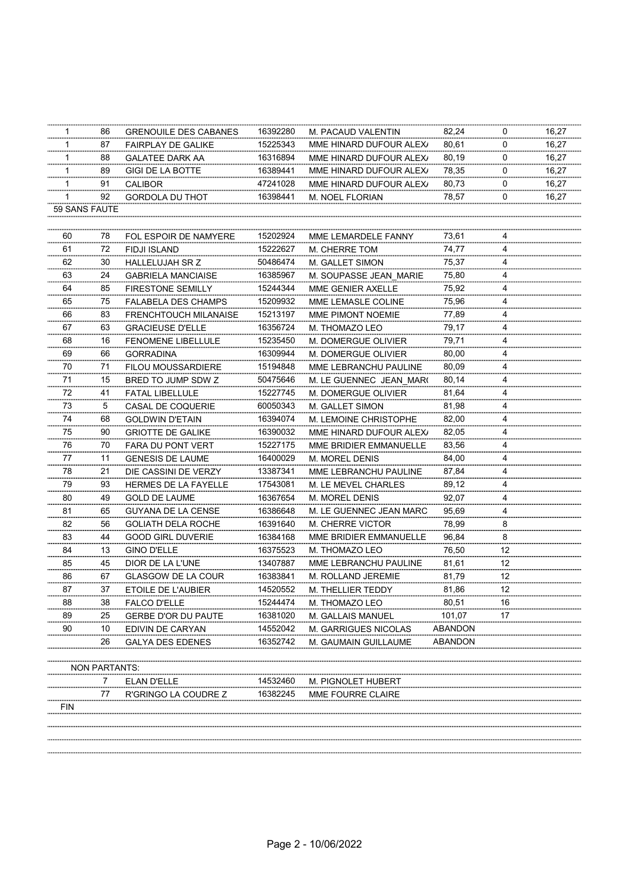| | | | | | | | |
|---|---|---|---|---|---|---|---|
| 1 | 86 | GRENOUILE DES CABANES | 16392280 | M. PACAUD VALENTIN | 82,24 | 0 | 16,27 |
| 1 | 87 | FAIRPLAY DE GALIKE | 15225343 | MME HINARD DUFOUR ALEX/ | 80,61 | 0 | 16,27 |
| 1 | 88 | GALATEE DARK AA | 16316894 | MME HINARD DUFOUR ALEX/ | 80,19 | 0 | 16,27 |
| 1 | 89 | GIGI DE LA BOTTE | 16389441 | MME HINARD DUFOUR ALEX/ | 78,35 | 0 | 16,27 |
| 1 | 91 | CALIBOR | 47241028 | MME HINARD DUFOUR ALEX/ | 80,73 | 0 | 16,27 |
| 1 | 92 | GORDOLA DU THOT | 16398441 | M. NOEL FLORIAN | 78,57 | 0 | 16,27 |
| 59 SANS FAUTE | | | | | | | |
| 60 | 78 | FOL ESPOIR DE NAMYERE | 15202924 | MME LEMARDELE FANNY | 73,61 | 4 | |
| 61 | 72 | FIDJI ISLAND | 15222627 | M. CHERRE TOM | 74,77 | 4 | |
| 62 | 30 | HALLELUJAH SR Z | 50486474 | M. GALLET SIMON | 75,37 | 4 | |
| 63 | 24 | GABRIELA MANCIAISE | 16385967 | M. SOUPASSE JEAN_MARIE | 75,80 | 4 | |
| 64 | 85 | FIRESTONE SEMILLY | 15244344 | MME GENIER AXELLE | 75,92 | 4 | |
| 65 | 75 | FALABELA DES CHAMPS | 15209932 | MME LEMASLE COLINE | 75,96 | 4 | |
| 66 | 83 | FRENCHTOUCH MILANAISE | 15213197 | MME PIMONT NOEMIE | 77,89 | 4 | |
| 67 | 63 | GRACIEUSE D'ELLE | 16356724 | M. THOMAZO LEO | 79,17 | 4 | |
| 68 | 16 | FENOMENE LIBELLULE | 15235450 | M. DOMERGUE OLIVIER | 79,71 | 4 | |
| 69 | 66 | GORRADINA | 16309944 | M. DOMERGUE OLIVIER | 80,00 | 4 | |
| 70 | 71 | FILOU MOUSSARDIERE | 15194848 | MME LEBRANCHU PAULINE | 80,09 | 4 | |
| 71 | 15 | BRED TO JUMP SDW Z | 50475646 | M. LE GUENNEC JEAN_MAR( | 80,14 | 4 | |
| 72 | 41 | FATAL LIBELLULE | 15227745 | M. DOMERGUE OLIVIER | 81,64 | 4 | |
| 73 | 5 | CASAL DE COQUERIE | 60050343 | M. GALLET SIMON | 81,98 | 4 | |
| 74 | 68 | GOLDWIN D'ETAIN | 16394074 | M. LEMOINE CHRISTOPHE | 82,00 | 4 | |
| 75 | 90 | GRIOTTE DE GALIKE | 16390032 | MME HINARD DUFOUR ALEX/ | 82,05 | 4 | |
| 76 | 70 | FARA DU PONT VERT | 15227175 | MME BRIDIER EMMANUELLE | 83,56 | 4 | |
| 77 | 11 | GENESIS DE LAUME | 16400029 | M. MOREL DENIS | 84,00 | 4 | |
| 78 | 21 | DIE CASSINI DE VERZY | 13387341 | MME LEBRANCHU PAULINE | 87,84 | 4 | |
| 79 | 93 | HERMES DE LA FAYELLE | 17543081 | M. LE MEVEL CHARLES | 89,12 | 4 | |
| 80 | 49 | GOLD DE LAUME | 16367654 | M. MOREL DENIS | 92,07 | 4 | |
| 81 | 65 | GUYANA DE LA CENSE | 16386648 | M. LE GUENNEC JEAN MARC | 95,69 | 4 | |
| 82 | 56 | GOLIATH DELA ROCHE | 16391640 | M. CHERRE VICTOR | 78,99 | 8 | |
| 83 | 44 | GOOD GIRL DUVERIE | 16384168 | MME BRIDIER EMMANUELLE | 96,84 | 8 | |
| 84 | 13 | GINO D'ELLE | 16375523 | M. THOMAZO LEO | 76,50 | 12 | |
| 85 | 45 | DIOR DE LA L'UNE | 13407887 | MME LEBRANCHU PAULINE | 81,61 | 12 | |
| 86 | 67 | GLASGOW DE LA COUR | 16383841 | M. ROLLAND JEREMIE | 81,79 | 12 | |
| 87 | 37 | ETOILE DE L'AUBIER | 14520552 | M. THELLIER TEDDY | 81,86 | 12 | |
| 88 | 38 | FALCO D'ELLE | 15244474 | M. THOMAZO LEO | 80,51 | 16 | |
| 89 | 25 | GERBE D'OR DU PAUTE | 16381020 | M. GALLAIS MANUEL | 101,07 | 17 | |
| 90 | 10 | EDIVIN DE CARYAN | 14552042 | M. GARRIGUES NICOLAS | ABANDON | | |
| | 26 | GALYA DES EDENES | 16352742 | M. GAUMAIN GUILLAUME | ABANDON | | |
| NON PARTANTS: | | | | | | | |
| | 7 | ELAN D'ELLE | 14532460 | M. PIGNOLET HUBERT | | | |
| | 77 | R'GRINGO LA COUDRE Z | 16382245 | MME FOURRE CLAIRE | | | |
| FIN | | | | | | | |